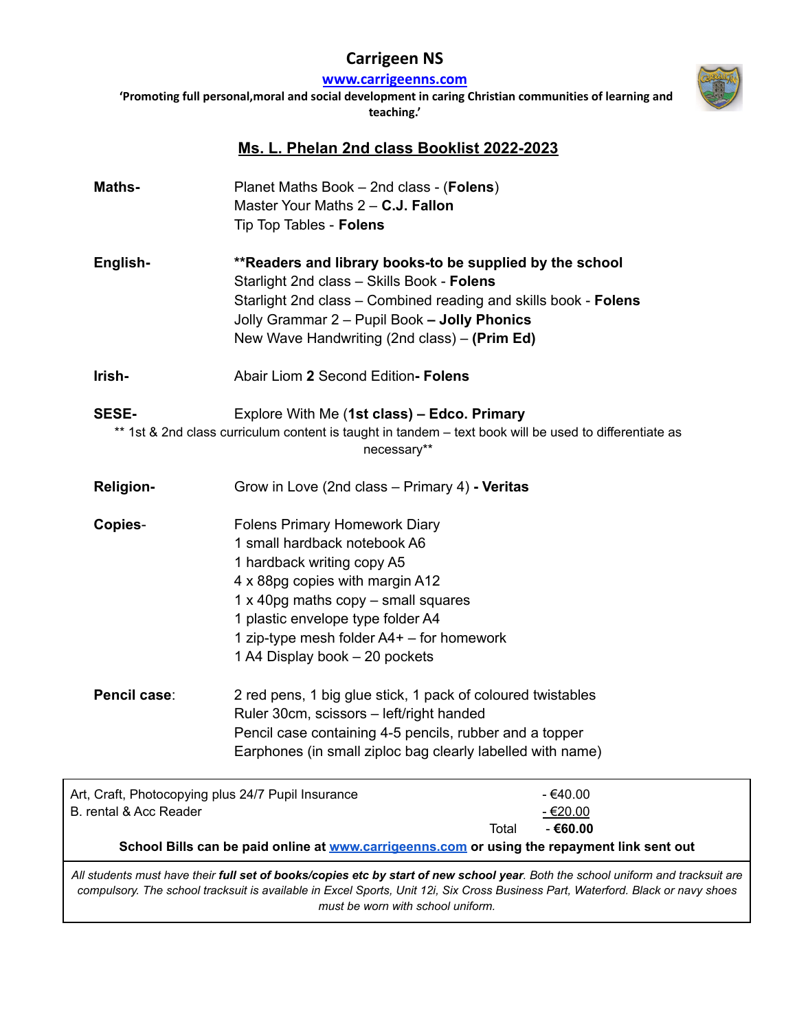# Carrigeen NS

**[www.carrigeenns.com](http://www.carrigeenns.com)**

**'Promoting full personal,moral and social development in caring Christian communities of learning and teaching.'**

## Ms. L. Phelan 2nd class Booklist 2022-2023

**Maths-**

Planet Maths Book – 2nd class - (**Folens**)
Master Your Maths 2 – **C.J. Fallon**
Tip Top Tables - **Folens**

**English-**

**\*\*Readers and library books-to be supplied by the school**
Starlight 2nd class – Skills Book - **Folens**
Starlight 2nd class – Combined reading and skills book - **Folens**
Jolly Grammar 2 – Pupil Book **– Jolly Phonics**
New Wave Handwriting (2nd class) – **(Prim Ed)**

**Irish-**

Abair Liom **2** Second Edition**- Folens**

**SESE-**

Explore With Me (**1st class) – Edco. Primary**

\*\* 1st & 2nd class curriculum content is taught in tandem – text book will be used to differentiate as necessary\*\*

**Religion-**

Grow in Love (2nd class – Primary 4) **- Veritas**

**Copies-**

Folens Primary Homework Diary
1 small hardback notebook A6
1 hardback writing copy A5
4 x 88pg copies with margin A12
1 x 40pg maths copy – small squares
1 plastic envelope type folder A4
1 zip-type mesh folder A4+ – for homework
1 A4 Display book – 20 pockets

**Pencil case:**

2 red pens, 1 big glue stick, 1 pack of coloured twistables
Ruler 30cm, scissors – left/right handed
Pencil case containing 4-5 pencils, rubber and a topper
Earphones (in small ziploc bag clearly labelled with name)

| | |
|---|---|
| Art, Craft, Photocopying plus 24/7 Pupil Insurance | - €40.00 |
| B. rental & Acc Reader | - €20.00 |
| Total | **- €60.00** |

**School Bills can be paid online at [www.carrigeenns.com](http://www.carrigeenns.com) or using the repayment link sent out**

*All students must have their **full set of books/copies etc by start of new school year**. Both the school uniform and tracksuit are compulsory. The school tracksuit is available in Excel Sports, Unit 12i, Six Cross Business Part, Waterford. Black or navy shoes must be worn with school uniform.*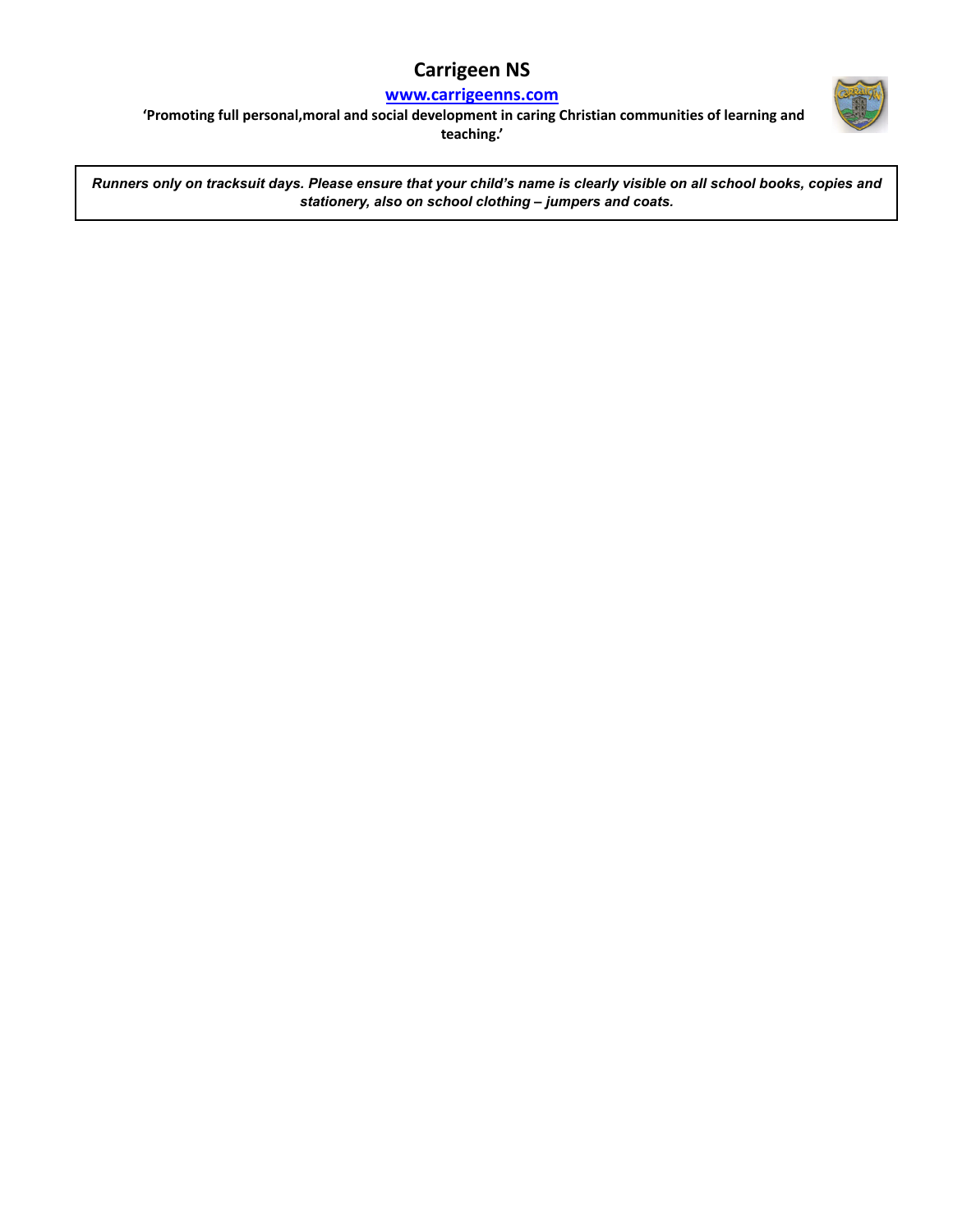# Carrigeen NS

[www.carrigeenns.com](http://www.carrigeenns.com)

**'Promoting full personal,moral and social development in caring Christian communities of learning and teaching.'**

***Runners only on tracksuit days. Please ensure that your child's name is clearly visible on all school books, copies and stationery, also on school clothing – jumpers and coats.***